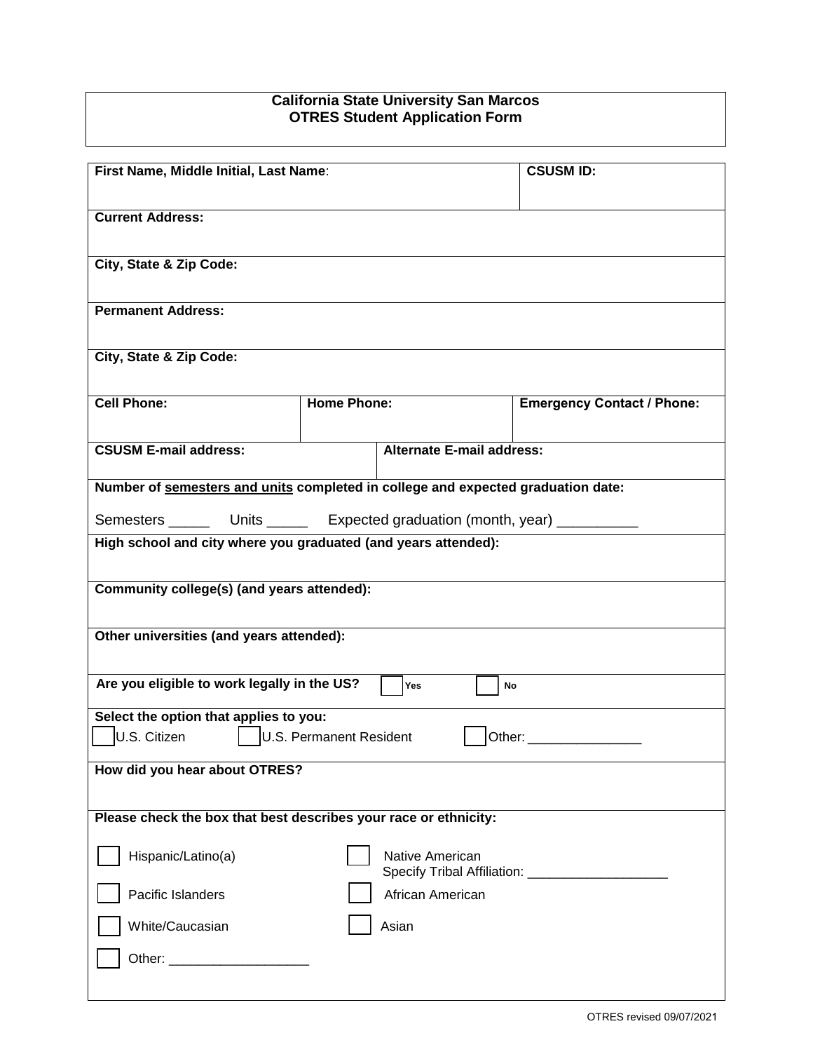# California State University San Marcos
## OTRES Student Application Form

| **First Name, Middle Initial, Last Name**: | | **CSUSM ID:** |
|---|---|---|
| **Current Address:** | | |
| **City, State & Zip Code:** | | |
| **Permanent Address:** | | |
| **City, State & Zip Code:** | | |
| **Cell Phone:** | **Home Phone:** | **Emergency Contact / Phone:** |
| **CSUSM E-mail address:** | **Alternate E-mail address:** | |

**Number of semesters and units completed in college and expected graduation date:**

Semesters _____ Units _____ Expected graduation (month, year) __________

**High school and city where you graduated (and years attended):**

**Community college(s) (and years attended):**

**Other universities (and years attended):**

**Are you eligible to work legally in the US?** ☐ Yes ☐ No

**Select the option that applies to you:**

☐ U.S. Citizen ☐ U.S. Permanent Resident ☐ Other: _______________

**How did you hear about OTRES?**

**Please check the box that best describes your race or ethnicity:**

☐ Hispanic/Latino(a)

☐ Native American
Specify Tribal Affiliation: ___________________

☐ Pacific Islanders

☐ African American

☐ White/Caucasian

☐ Asian

☐ Other: ___________________

OTRES revised 09/07/2021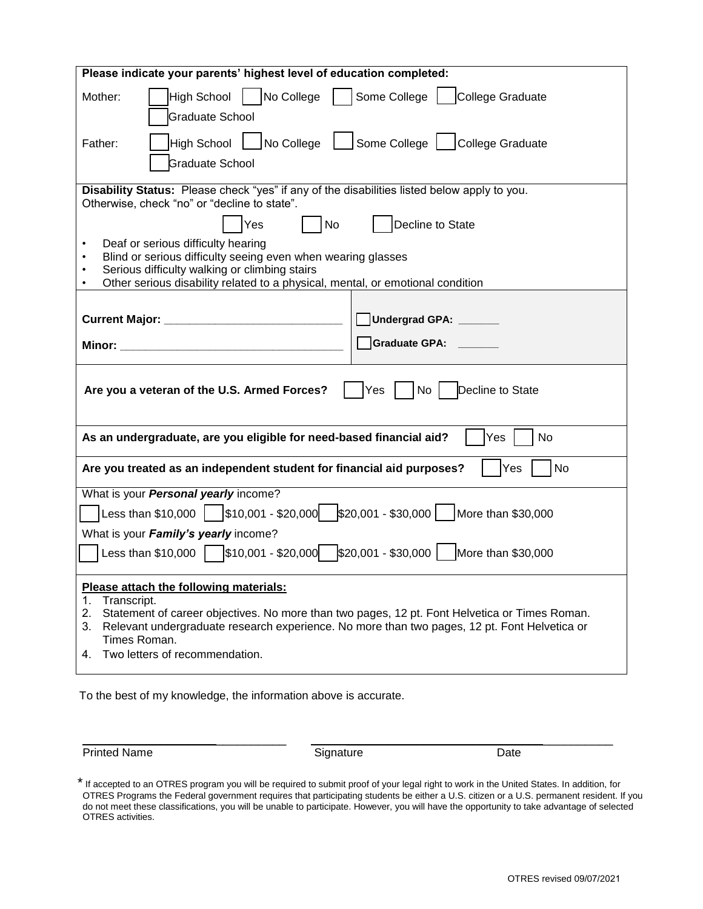**Please indicate your parents' highest level of education completed:**

Mother: ☐ High School ☐ No College ☐ Some College ☐ College Graduate ☐ Graduate School

Father: ☐ High School ☐ No College ☐ Some College ☐ College Graduate ☐ Graduate School

**Disability Status:** Please check "yes" if any of the disabilities listed below apply to you. Otherwise, check "no" or "decline to state".

☐ Yes ☐ No ☐ Decline to State

- Deaf or serious difficulty hearing
- Blind or serious difficulty seeing even when wearing glasses
- Serious difficulty walking or climbing stairs
- Other serious disability related to a physical, mental, or emotional condition

**Current Major:** ____________________________

**Minor:** ____________________________________

☐ **Undergrad GPA:** _______

☐ **Graduate GPA:** _______

**Are you a veteran of the U.S. Armed Forces?** ☐ Yes ☐ No ☐ Decline to State

**As an undergraduate, are you eligible for need-based financial aid?** ☐ Yes ☐ No

**Are you treated as an independent student for financial aid purposes?** ☐ Yes ☐ No

What is your ***Personal yearly*** income?

☐ Less than $10,000 ☐ $10,001 - $20,000 ☐ $20,001 - $30,000 ☐ More than $30,000

What is your ***Family's yearly*** income?

☐ Less than $10,000 ☐ $10,001 - $20,000 ☐ $20,001 - $30,000 ☐ More than $30,000

**Please attach the following materials:**

1. Transcript.
2. Statement of career objectives. No more than two pages, 12 pt. Font Helvetica or Times Roman.
3. Relevant undergraduate research experience. No more than two pages, 12 pt. Font Helvetica or Times Roman.
4. Two letters of recommendation.

To the best of my knowledge, the information above is accurate.

_________________________________ _________________________________________________

Printed Name Signature Date

* If accepted to an OTRES program you will be required to submit proof of your legal right to work in the United States. In addition, for OTRES Programs the Federal government requires that participating students be either a U.S. citizen or a U.S. permanent resident. If you do not meet these classifications, you will be unable to participate. However, you will have the opportunity to take advantage of selected OTRES activities.

OTRES revised 09/07/2021